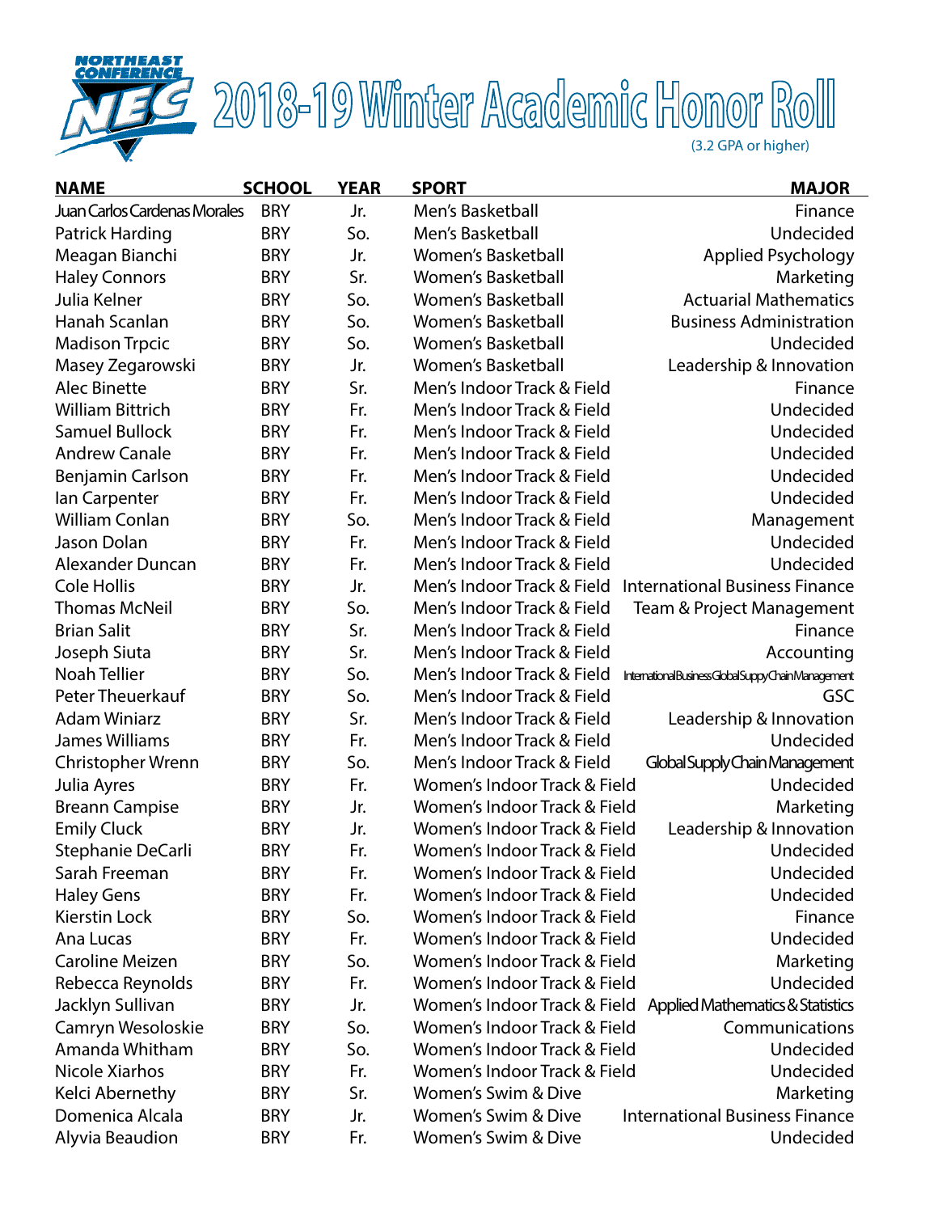# 2018-19 Winter Academic Honor Roll

(3.2 GPA or higher)

| NAME | SCHOOL | YEAR | SPORT | MAJOR |
|---|---|---|---|---|
| Juan Carlos Cardenas Morales | BRY | Jr. | Men's Basketball | Finance |
| Patrick Harding | BRY | So. | Men's Basketball | Undecided |
| Meagan Bianchi | BRY | Jr. | Women's Basketball | Applied Psychology |
| Haley Connors | BRY | Sr. | Women's Basketball | Marketing |
| Julia Kelner | BRY | So. | Women's Basketball | Actuarial Mathematics |
| Hanah Scanlan | BRY | So. | Women's Basketball | Business Administration |
| Madison Trpcic | BRY | So. | Women's Basketball | Undecided |
| Masey Zegarowski | BRY | Jr. | Women's Basketball | Leadership & Innovation |
| Alec Binette | BRY | Sr. | Men's Indoor Track & Field | Finance |
| William Bittrich | BRY | Fr. | Men's Indoor Track & Field | Undecided |
| Samuel Bullock | BRY | Fr. | Men's Indoor Track & Field | Undecided |
| Andrew Canale | BRY | Fr. | Men's Indoor Track & Field | Undecided |
| Benjamin Carlson | BRY | Fr. | Men's Indoor Track & Field | Undecided |
| Ian Carpenter | BRY | Fr. | Men's Indoor Track & Field | Undecided |
| William Conlan | BRY | So. | Men's Indoor Track & Field | Management |
| Jason Dolan | BRY | Fr. | Men's Indoor Track & Field | Undecided |
| Alexander Duncan | BRY | Fr. | Men's Indoor Track & Field | Undecided |
| Cole Hollis | BRY | Jr. | Men's Indoor Track & Field | International Business Finance |
| Thomas McNeil | BRY | So. | Men's Indoor Track & Field | Team & Project Management |
| Brian Salit | BRY | Sr. | Men's Indoor Track & Field | Finance |
| Joseph Siuta | BRY | Sr. | Men's Indoor Track & Field | Accounting |
| Noah Tellier | BRY | So. | Men's Indoor Track & Field | International Business Global Suppy Chain Management |
| Peter Theuerkauf | BRY | So. | Men's Indoor Track & Field | GSC |
| Adam Winiarz | BRY | Sr. | Men's Indoor Track & Field | Leadership & Innovation |
| James Williams | BRY | Fr. | Men's Indoor Track & Field | Undecided |
| Christopher Wrenn | BRY | So. | Men's Indoor Track & Field | Global Supply Chain Management |
| Julia Ayres | BRY | Fr. | Women's Indoor Track & Field | Undecided |
| Breann Campise | BRY | Jr. | Women's Indoor Track & Field | Marketing |
| Emily Cluck | BRY | Jr. | Women's Indoor Track & Field | Leadership & Innovation |
| Stephanie DeCarli | BRY | Fr. | Women's Indoor Track & Field | Undecided |
| Sarah Freeman | BRY | Fr. | Women's Indoor Track & Field | Undecided |
| Haley Gens | BRY | Fr. | Women's Indoor Track & Field | Undecided |
| Kierstin Lock | BRY | So. | Women's Indoor Track & Field | Finance |
| Ana Lucas | BRY | Fr. | Women's Indoor Track & Field | Undecided |
| Caroline Meizen | BRY | So. | Women's Indoor Track & Field | Marketing |
| Rebecca Reynolds | BRY | Fr. | Women's Indoor Track & Field | Undecided |
| Jacklyn Sullivan | BRY | Jr. | Women's Indoor Track & Field | Applied Mathematics & Statistics |
| Camryn Wesoloskie | BRY | So. | Women's Indoor Track & Field | Communications |
| Amanda Whitham | BRY | So. | Women's Indoor Track & Field | Undecided |
| Nicole Xiarhos | BRY | Fr. | Women's Indoor Track & Field | Undecided |
| Kelci Abernethy | BRY | Sr. | Women's Swim & Dive | Marketing |
| Domenica Alcala | BRY | Jr. | Women's Swim & Dive | International Business Finance |
| Alyvia Beaudion | BRY | Fr. | Women's Swim & Dive | Undecided |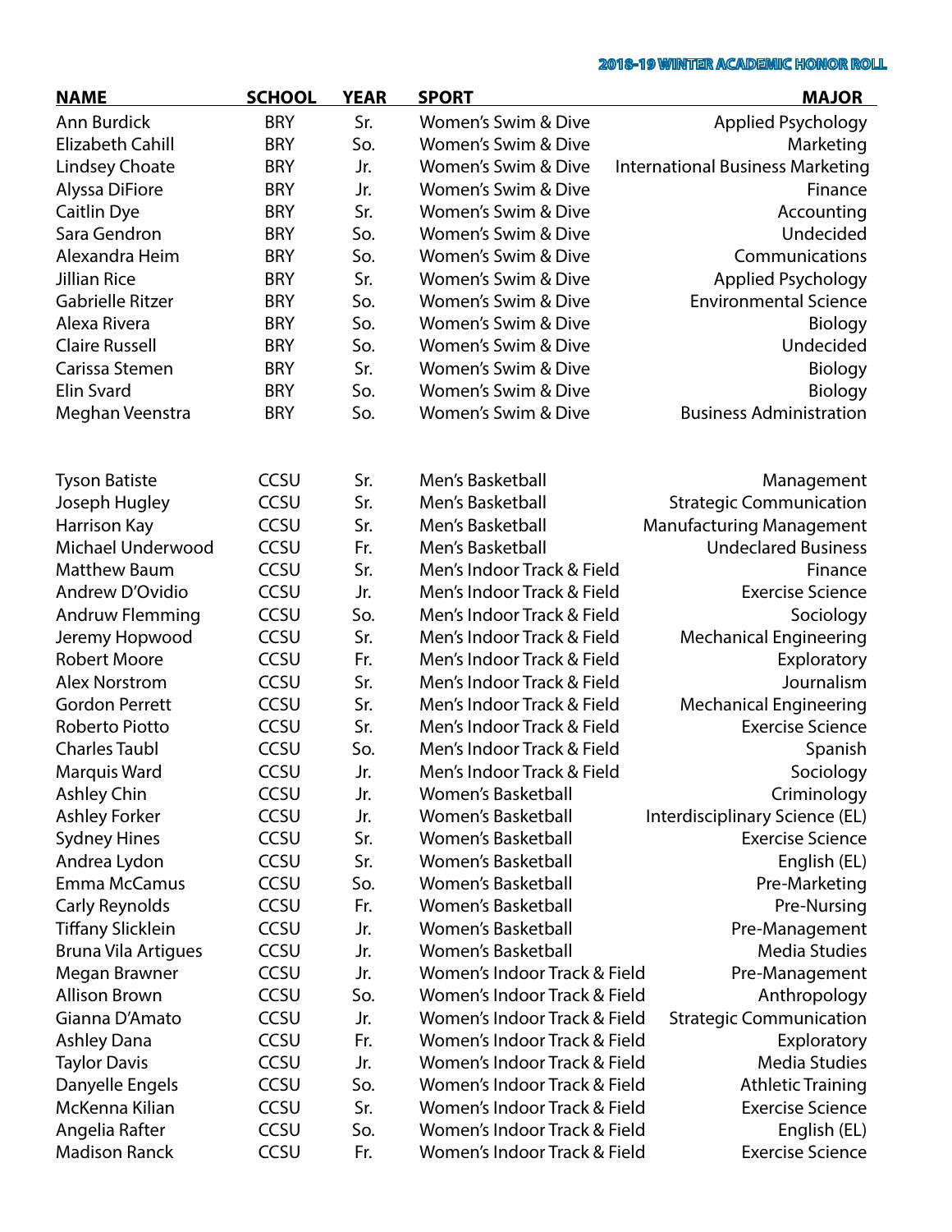2018-19 WINTER ACADEMIC HONOR ROLL

| NAME | SCHOOL | YEAR | SPORT | MAJOR |
|---|---|---|---|---|
| Ann Burdick | BRY | Sr. | Women's Swim & Dive | Applied Psychology |
| Elizabeth Cahill | BRY | So. | Women's Swim & Dive | Marketing |
| Lindsey Choate | BRY | Jr. | Women's Swim & Dive | International Business Marketing |
| Alyssa DiFiore | BRY | Jr. | Women's Swim & Dive | Finance |
| Caitlin Dye | BRY | Sr. | Women's Swim & Dive | Accounting |
| Sara Gendron | BRY | So. | Women's Swim & Dive | Undecided |
| Alexandra Heim | BRY | So. | Women's Swim & Dive | Communications |
| Jillian Rice | BRY | Sr. | Women's Swim & Dive | Applied Psychology |
| Gabrielle Ritzer | BRY | So. | Women's Swim & Dive | Environmental Science |
| Alexa Rivera | BRY | So. | Women's Swim & Dive | Biology |
| Claire Russell | BRY | So. | Women's Swim & Dive | Undecided |
| Carissa Stemen | BRY | Sr. | Women's Swim & Dive | Biology |
| Elin Svard | BRY | So. | Women's Swim & Dive | Biology |
| Meghan Veenstra | BRY | So. | Women's Swim & Dive | Business Administration |
| Tyson Batiste | CCSU | Sr. | Men's Basketball | Management |
| Joseph Hugley | CCSU | Sr. | Men's Basketball | Strategic Communication |
| Harrison Kay | CCSU | Sr. | Men's Basketball | Manufacturing Management |
| Michael Underwood | CCSU | Fr. | Men's Basketball | Undeclared Business |
| Matthew Baum | CCSU | Sr. | Men's Indoor Track & Field | Finance |
| Andrew D'Ovidio | CCSU | Jr. | Men's Indoor Track & Field | Exercise Science |
| Andruw Flemming | CCSU | So. | Men's Indoor Track & Field | Sociology |
| Jeremy Hopwood | CCSU | Sr. | Men's Indoor Track & Field | Mechanical Engineering |
| Robert Moore | CCSU | Fr. | Men's Indoor Track & Field | Exploratory |
| Alex Norstrom | CCSU | Sr. | Men's Indoor Track & Field | Journalism |
| Gordon Perrett | CCSU | Sr. | Men's Indoor Track & Field | Mechanical Engineering |
| Roberto Piotto | CCSU | Sr. | Men's Indoor Track & Field | Exercise Science |
| Charles Taubl | CCSU | So. | Men's Indoor Track & Field | Spanish |
| Marquis Ward | CCSU | Jr. | Men's Indoor Track & Field | Sociology |
| Ashley Chin | CCSU | Jr. | Women's Basketball | Criminology |
| Ashley Forker | CCSU | Jr. | Women's Basketball | Interdisciplinary Science (EL) |
| Sydney Hines | CCSU | Sr. | Women's Basketball | Exercise Science |
| Andrea Lydon | CCSU | Sr. | Women's Basketball | English (EL) |
| Emma McCamus | CCSU | So. | Women's Basketball | Pre-Marketing |
| Carly Reynolds | CCSU | Fr. | Women's Basketball | Pre-Nursing |
| Tiffany Slicklein | CCSU | Jr. | Women's Basketball | Pre-Management |
| Bruna Vila Artigues | CCSU | Jr. | Women's Basketball | Media Studies |
| Megan Brawner | CCSU | Jr. | Women's Indoor Track & Field | Pre-Management |
| Allison Brown | CCSU | So. | Women's Indoor Track & Field | Anthropology |
| Gianna D'Amato | CCSU | Jr. | Women's Indoor Track & Field | Strategic Communication |
| Ashley Dana | CCSU | Fr. | Women's Indoor Track & Field | Exploratory |
| Taylor Davis | CCSU | Jr. | Women's Indoor Track & Field | Media Studies |
| Danyelle Engels | CCSU | So. | Women's Indoor Track & Field | Athletic Training |
| McKenna Kilian | CCSU | Sr. | Women's Indoor Track & Field | Exercise Science |
| Angelia Rafter | CCSU | So. | Women's Indoor Track & Field | English (EL) |
| Madison Ranck | CCSU | Fr. | Women's Indoor Track & Field | Exercise Science |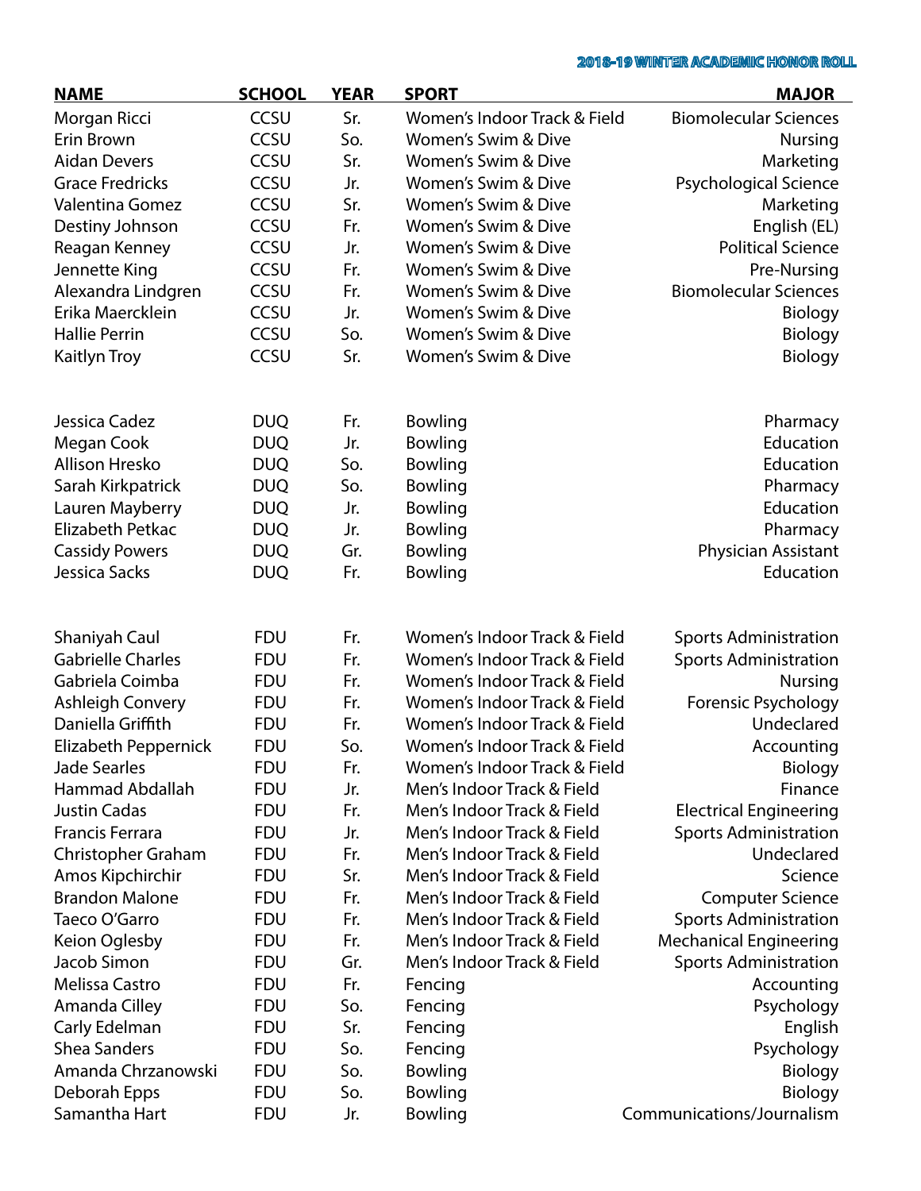| NAME | SCHOOL | YEAR | SPORT | MAJOR |
|---|---|---|---|---|
| Morgan Ricci | CCSU | Sr. | Women's Indoor Track & Field | Biomolecular Sciences |
| Erin Brown | CCSU | So. | Women's Swim & Dive | Nursing |
| Aidan Devers | CCSU | Sr. | Women's Swim & Dive | Marketing |
| Grace Fredricks | CCSU | Jr. | Women's Swim & Dive | Psychological Science |
| Valentina Gomez | CCSU | Sr. | Women's Swim & Dive | Marketing |
| Destiny Johnson | CCSU | Fr. | Women's Swim & Dive | English (EL) |
| Reagan Kenney | CCSU | Jr. | Women's Swim & Dive | Political Science |
| Jennette King | CCSU | Fr. | Women's Swim & Dive | Pre-Nursing |
| Alexandra Lindgren | CCSU | Fr. | Women's Swim & Dive | Biomolecular Sciences |
| Erika Maercklein | CCSU | Jr. | Women's Swim & Dive | Biology |
| Hallie Perrin | CCSU | So. | Women's Swim & Dive | Biology |
| Kaitlyn Troy | CCSU | Sr. | Women's Swim & Dive | Biology |
| | | | | |
| Jessica Cadez | DUQ | Fr. | Bowling | Pharmacy |
| Megan Cook | DUQ | Jr. | Bowling | Education |
| Allison Hresko | DUQ | So. | Bowling | Education |
| Sarah Kirkpatrick | DUQ | So. | Bowling | Pharmacy |
| Lauren Mayberry | DUQ | Jr. | Bowling | Education |
| Elizabeth Petkac | DUQ | Jr. | Bowling | Pharmacy |
| Cassidy Powers | DUQ | Gr. | Bowling | Physician Assistant |
| Jessica Sacks | DUQ | Fr. | Bowling | Education |
| | | | | |
| Shaniyah Caul | FDU | Fr. | Women's Indoor Track & Field | Sports Administration |
| Gabrielle Charles | FDU | Fr. | Women's Indoor Track & Field | Sports Administration |
| Gabriela Coimba | FDU | Fr. | Women's Indoor Track & Field | Nursing |
| Ashleigh Convery | FDU | Fr. | Women's Indoor Track & Field | Forensic Psychology |
| Daniella Griffith | FDU | Fr. | Women's Indoor Track & Field | Undeclared |
| Elizabeth Peppernick | FDU | So. | Women's Indoor Track & Field | Accounting |
| Jade Searles | FDU | Fr. | Women's Indoor Track & Field | Biology |
| Hammad Abdallah | FDU | Jr. | Men's Indoor Track & Field | Finance |
| Justin Cadas | FDU | Fr. | Men's Indoor Track & Field | Electrical Engineering |
| Francis Ferrara | FDU | Jr. | Men's Indoor Track & Field | Sports Administration |
| Christopher Graham | FDU | Fr. | Men's Indoor Track & Field | Undeclared |
| Amos Kipchirchir | FDU | Sr. | Men's Indoor Track & Field | Science |
| Brandon Malone | FDU | Fr. | Men's Indoor Track & Field | Computer Science |
| Taeco O'Garro | FDU | Fr. | Men's Indoor Track & Field | Sports Administration |
| Keion Oglesby | FDU | Fr. | Men's Indoor Track & Field | Mechanical Engineering |
| Jacob Simon | FDU | Gr. | Men's Indoor Track & Field | Sports Administration |
| Melissa Castro | FDU | Fr. | Fencing | Accounting |
| Amanda Cilley | FDU | So. | Fencing | Psychology |
| Carly Edelman | FDU | Sr. | Fencing | English |
| Shea Sanders | FDU | So. | Fencing | Psychology |
| Amanda Chrzanowski | FDU | So. | Bowling | Biology |
| Deborah Epps | FDU | So. | Bowling | Biology |
| Samantha Hart | FDU | Jr. | Bowling | Communications/Journalism |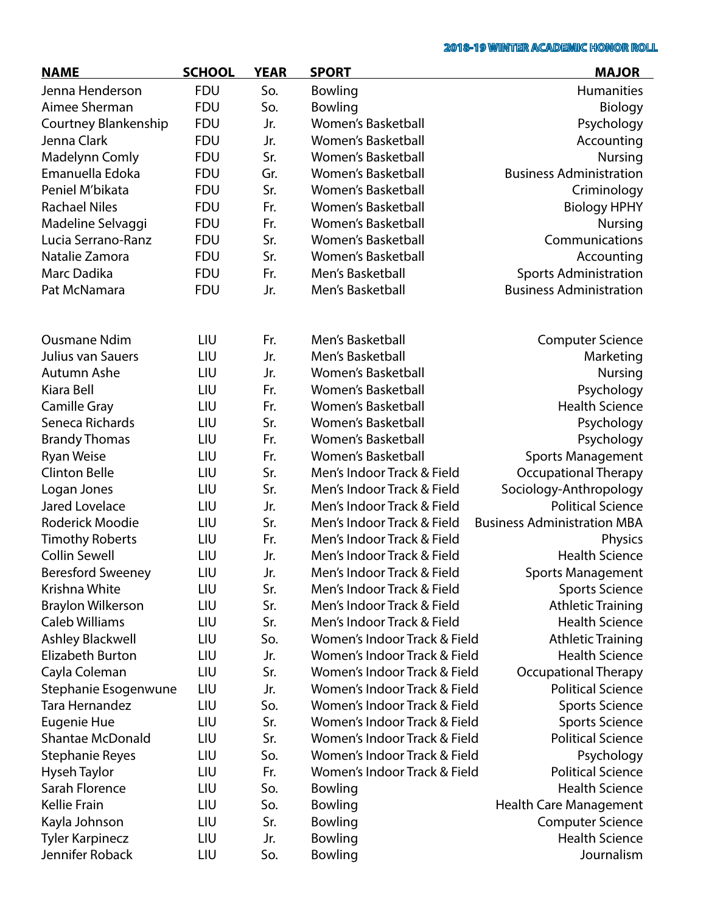## 2018-19 WINTER ACADEMIC HONOR ROLL

| NAME | SCHOOL | YEAR | SPORT | MAJOR |
|---|---|---|---|---|
| Jenna Henderson | FDU | So. | Bowling | Humanities |
| Aimee Sherman | FDU | So. | Bowling | Biology |
| Courtney Blankenship | FDU | Jr. | Women's Basketball | Psychology |
| Jenna Clark | FDU | Jr. | Women's Basketball | Accounting |
| Madelynn Comly | FDU | Sr. | Women's Basketball | Nursing |
| Emanuella Edoka | FDU | Gr. | Women's Basketball | Business Administration |
| Peniel M'bikata | FDU | Sr. | Women's Basketball | Criminology |
| Rachael Niles | FDU | Fr. | Women's Basketball | Biology HPHY |
| Madeline Selvaggi | FDU | Fr. | Women's Basketball | Nursing |
| Lucia Serrano-Ranz | FDU | Sr. | Women's Basketball | Communications |
| Natalie Zamora | FDU | Sr. | Women's Basketball | Accounting |
| Marc Dadika | FDU | Fr. | Men's Basketball | Sports Administration |
| Pat McNamara | FDU | Jr. | Men's Basketball | Business Administration |
| Ousmane Ndim | LIU | Fr. | Men's Basketball | Computer Science |
| Julius van Sauers | LIU | Jr. | Men's Basketball | Marketing |
| Autumn Ashe | LIU | Jr. | Women's Basketball | Nursing |
| Kiara Bell | LIU | Fr. | Women's Basketball | Psychology |
| Camille Gray | LIU | Fr. | Women's Basketball | Health Science |
| Seneca Richards | LIU | Sr. | Women's Basketball | Psychology |
| Brandy Thomas | LIU | Fr. | Women's Basketball | Psychology |
| Ryan Weise | LIU | Fr. | Women's Basketball | Sports Management |
| Clinton Belle | LIU | Sr. | Men's Indoor Track & Field | Occupational Therapy |
| Logan Jones | LIU | Sr. | Men's Indoor Track & Field | Sociology-Anthropology |
| Jared Lovelace | LIU | Jr. | Men's Indoor Track & Field | Political Science |
| Roderick Moodie | LIU | Sr. | Men's Indoor Track & Field | Business Administration MBA |
| Timothy Roberts | LIU | Fr. | Men's Indoor Track & Field | Physics |
| Collin Sewell | LIU | Jr. | Men's Indoor Track & Field | Health Science |
| Beresford Sweeney | LIU | Jr. | Men's Indoor Track & Field | Sports Management |
| Krishna White | LIU | Sr. | Men's Indoor Track & Field | Sports Science |
| Braylon Wilkerson | LIU | Sr. | Men's Indoor Track & Field | Athletic Training |
| Caleb Williams | LIU | Sr. | Men's Indoor Track & Field | Health Science |
| Ashley Blackwell | LIU | So. | Women's Indoor Track & Field | Athletic Training |
| Elizabeth Burton | LIU | Jr. | Women's Indoor Track & Field | Health Science |
| Cayla Coleman | LIU | Sr. | Women's Indoor Track & Field | Occupational Therapy |
| Stephanie Esogenwune | LIU | Jr. | Women's Indoor Track & Field | Political Science |
| Tara Hernandez | LIU | So. | Women's Indoor Track & Field | Sports Science |
| Eugenie Hue | LIU | Sr. | Women's Indoor Track & Field | Sports Science |
| Shantae McDonald | LIU | Sr. | Women's Indoor Track & Field | Political Science |
| Stephanie Reyes | LIU | So. | Women's Indoor Track & Field | Psychology |
| Hyseh Taylor | LIU | Fr. | Women's Indoor Track & Field | Political Science |
| Sarah Florence | LIU | So. | Bowling | Health Science |
| Kellie Frain | LIU | So. | Bowling | Health Care Management |
| Kayla Johnson | LIU | Sr. | Bowling | Computer Science |
| Tyler Karpinecz | LIU | Jr. | Bowling | Health Science |
| Jennifer Roback | LIU | So. | Bowling | Journalism |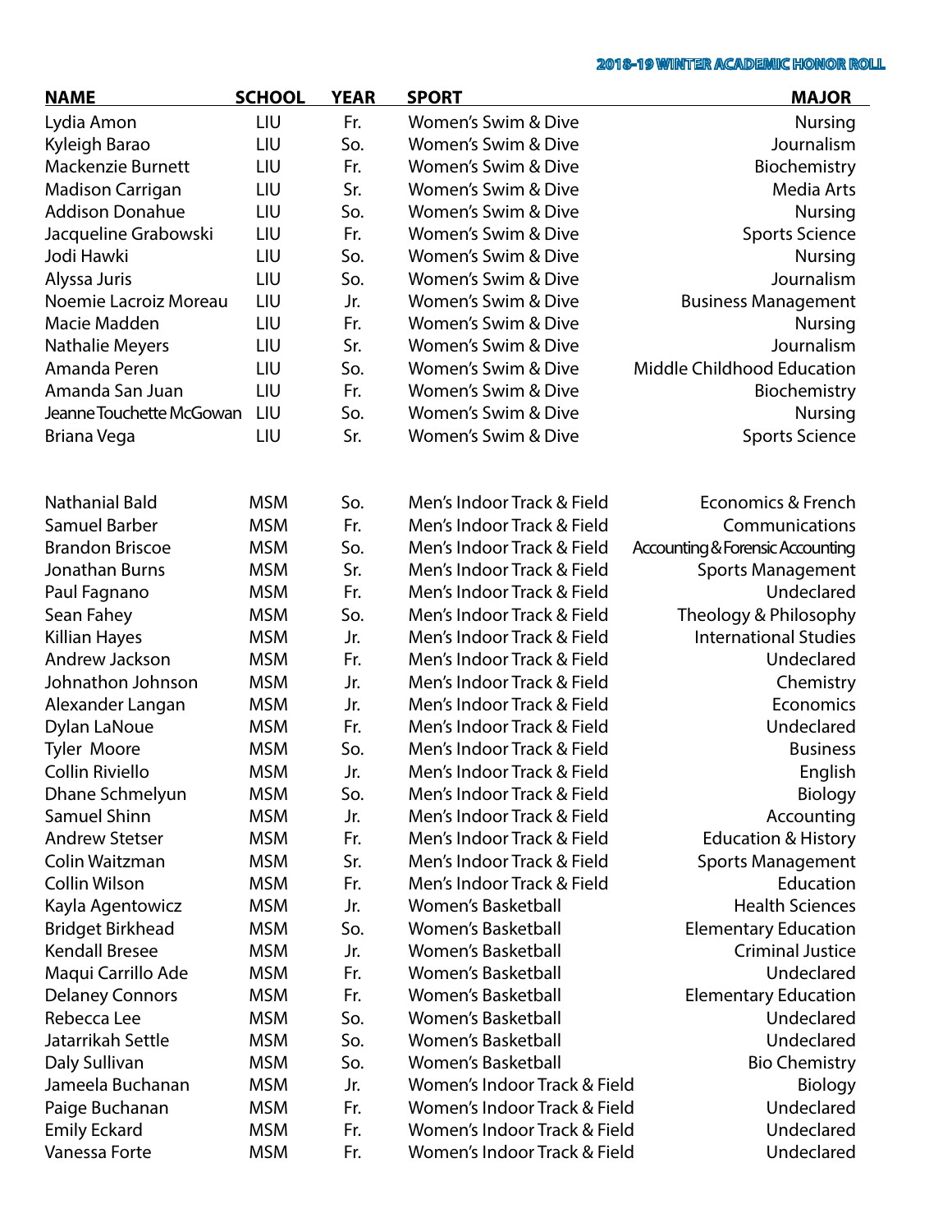| NAME | SCHOOL | YEAR | SPORT | MAJOR |
|---|---|---|---|---|
| Lydia Amon | LIU | Fr. | Women's Swim & Dive | Nursing |
| Kyleigh Barao | LIU | So. | Women's Swim & Dive | Journalism |
| Mackenzie Burnett | LIU | Fr. | Women's Swim & Dive | Biochemistry |
| Madison Carrigan | LIU | Sr. | Women's Swim & Dive | Media Arts |
| Addison Donahue | LIU | So. | Women's Swim & Dive | Nursing |
| Jacqueline Grabowski | LIU | Fr. | Women's Swim & Dive | Sports Science |
| Jodi Hawki | LIU | So. | Women's Swim & Dive | Nursing |
| Alyssa Juris | LIU | So. | Women's Swim & Dive | Journalism |
| Noemie Lacroiz Moreau | LIU | Jr. | Women's Swim & Dive | Business Management |
| Macie Madden | LIU | Fr. | Women's Swim & Dive | Nursing |
| Nathalie Meyers | LIU | Sr. | Women's Swim & Dive | Journalism |
| Amanda Peren | LIU | So. | Women's Swim & Dive | Middle Childhood Education |
| Amanda San Juan | LIU | Fr. | Women's Swim & Dive | Biochemistry |
| Jeanne Touchette McGowan | LIU | So. | Women's Swim & Dive | Nursing |
| Briana Vega | LIU | Sr. | Women's Swim & Dive | Sports Science |
| | | | | |
| Nathanial Bald | MSM | So. | Men's Indoor Track & Field | Economics & French |
| Samuel Barber | MSM | Fr. | Men's Indoor Track & Field | Communications |
| Brandon Briscoe | MSM | So. | Men's Indoor Track & Field | Accounting & Forensic Accounting |
| Jonathan Burns | MSM | Sr. | Men's Indoor Track & Field | Sports Management |
| Paul Fagnano | MSM | Fr. | Men's Indoor Track & Field | Undeclared |
| Sean Fahey | MSM | So. | Men's Indoor Track & Field | Theology & Philosophy |
| Killian Hayes | MSM | Jr. | Men's Indoor Track & Field | International Studies |
| Andrew Jackson | MSM | Fr. | Men's Indoor Track & Field | Undeclared |
| Johnathon Johnson | MSM | Jr. | Men's Indoor Track & Field | Chemistry |
| Alexander Langan | MSM | Jr. | Men's Indoor Track & Field | Economics |
| Dylan LaNoue | MSM | Fr. | Men's Indoor Track & Field | Undeclared |
| Tyler Moore | MSM | So. | Men's Indoor Track & Field | Business |
| Collin Riviello | MSM | Jr. | Men's Indoor Track & Field | English |
| Dhane Schmelyun | MSM | So. | Men's Indoor Track & Field | Biology |
| Samuel Shinn | MSM | Jr. | Men's Indoor Track & Field | Accounting |
| Andrew Stetser | MSM | Fr. | Men's Indoor Track & Field | Education & History |
| Colin Waitzman | MSM | Sr. | Men's Indoor Track & Field | Sports Management |
| Collin Wilson | MSM | Fr. | Men's Indoor Track & Field | Education |
| Kayla Agentowicz | MSM | Jr. | Women's Basketball | Health Sciences |
| Bridget Birkhead | MSM | So. | Women's Basketball | Elementary Education |
| Kendall Bresee | MSM | Jr. | Women's Basketball | Criminal Justice |
| Maqui Carrillo Ade | MSM | Fr. | Women's Basketball | Undeclared |
| Delaney Connors | MSM | Fr. | Women's Basketball | Elementary Education |
| Rebecca Lee | MSM | So. | Women's Basketball | Undeclared |
| Jatarrikah Settle | MSM | So. | Women's Basketball | Undeclared |
| Daly Sullivan | MSM | So. | Women's Basketball | Bio Chemistry |
| Jameela Buchanan | MSM | Jr. | Women's Indoor Track & Field | Biology |
| Paige Buchanan | MSM | Fr. | Women's Indoor Track & Field | Undeclared |
| Emily Eckard | MSM | Fr. | Women's Indoor Track & Field | Undeclared |
| Vanessa Forte | MSM | Fr. | Women's Indoor Track & Field | Undeclared |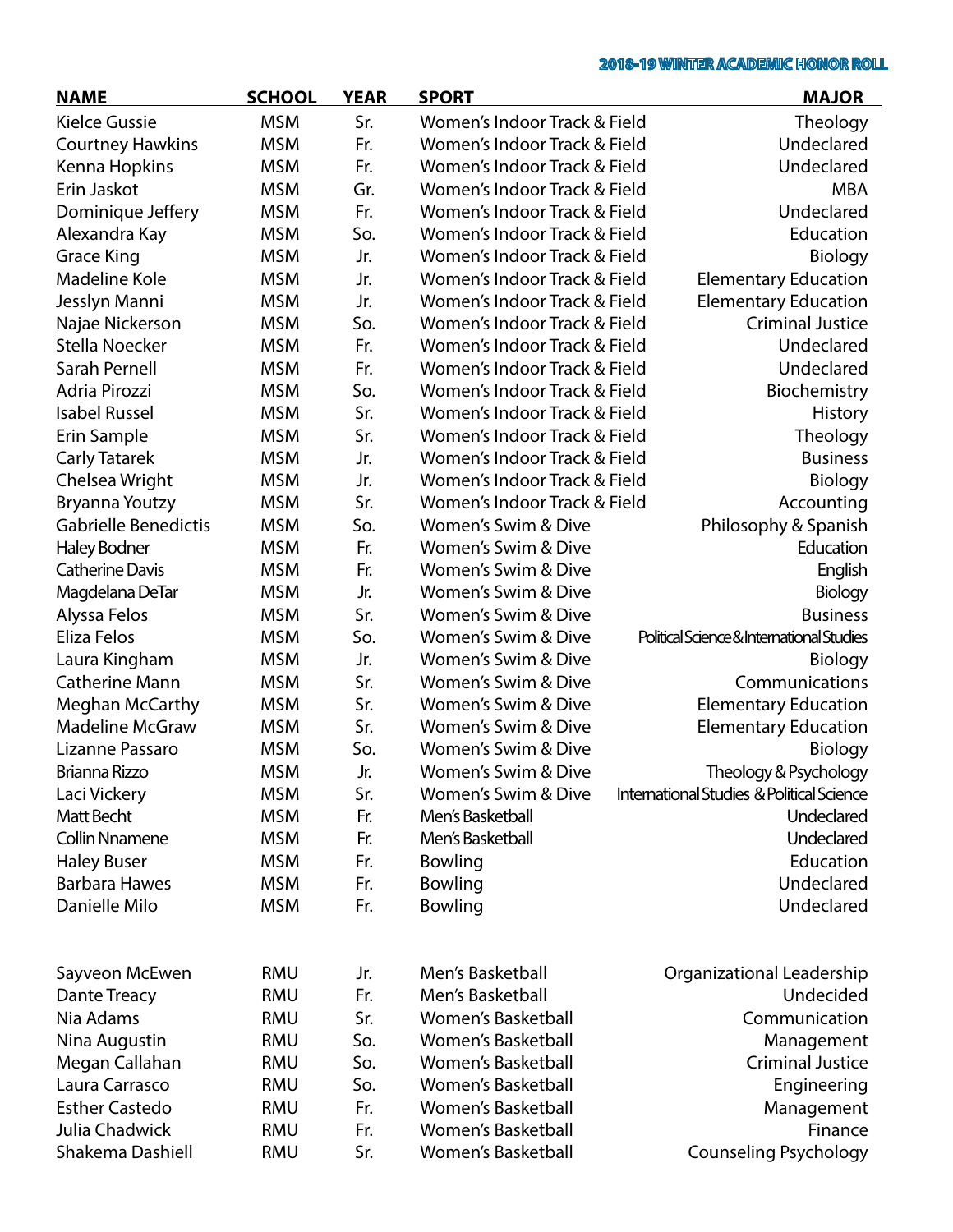| NAME | SCHOOL | YEAR | SPORT | MAJOR |
|---|---|---|---|---|
| Kielce Gussie | MSM | Sr. | Women's Indoor Track & Field | Theology |
| Courtney Hawkins | MSM | Fr. | Women's Indoor Track & Field | Undeclared |
| Kenna Hopkins | MSM | Fr. | Women's Indoor Track & Field | Undeclared |
| Erin Jaskot | MSM | Gr. | Women's Indoor Track & Field | MBA |
| Dominique Jeffery | MSM | Fr. | Women's Indoor Track & Field | Undeclared |
| Alexandra Kay | MSM | So. | Women's Indoor Track & Field | Education |
| Grace King | MSM | Jr. | Women's Indoor Track & Field | Biology |
| Madeline Kole | MSM | Jr. | Women's Indoor Track & Field | Elementary Education |
| Jesslyn Manni | MSM | Jr. | Women's Indoor Track & Field | Elementary Education |
| Najae Nickerson | MSM | So. | Women's Indoor Track & Field | Criminal Justice |
| Stella Noecker | MSM | Fr. | Women's Indoor Track & Field | Undeclared |
| Sarah Pernell | MSM | Fr. | Women's Indoor Track & Field | Undeclared |
| Adria Pirozzi | MSM | So. | Women's Indoor Track & Field | Biochemistry |
| Isabel Russel | MSM | Sr. | Women's Indoor Track & Field | History |
| Erin Sample | MSM | Sr. | Women's Indoor Track & Field | Theology |
| Carly Tatarek | MSM | Jr. | Women's Indoor Track & Field | Business |
| Chelsea Wright | MSM | Jr. | Women's Indoor Track & Field | Biology |
| Bryanna Youtzy | MSM | Sr. | Women's Indoor Track & Field | Accounting |
| Gabrielle Benedictis | MSM | So. | Women's Swim & Dive | Philosophy & Spanish |
| Haley Bodner | MSM | Fr. | Women's Swim & Dive | Education |
| Catherine Davis | MSM | Fr. | Women's Swim & Dive | English |
| Magdelana DeTar | MSM | Jr. | Women's Swim & Dive | Biology |
| Alyssa Felos | MSM | Sr. | Women's Swim & Dive | Business |
| Eliza Felos | MSM | So. | Women's Swim & Dive | Political Science & International Studies |
| Laura Kingham | MSM | Jr. | Women's Swim & Dive | Biology |
| Catherine Mann | MSM | Sr. | Women's Swim & Dive | Communications |
| Meghan McCarthy | MSM | Sr. | Women's Swim & Dive | Elementary Education |
| Madeline McGraw | MSM | Sr. | Women's Swim & Dive | Elementary Education |
| Lizanne Passaro | MSM | So. | Women's Swim & Dive | Biology |
| Brianna Rizzo | MSM | Jr. | Women's Swim & Dive | Theology & Psychology |
| Laci Vickery | MSM | Sr. | Women's Swim & Dive | International Studies & Political Science |
| Matt Becht | MSM | Fr. | Men's Basketball | Undeclared |
| Collin Nnamene | MSM | Fr. | Men's Basketball | Undeclared |
| Haley Buser | MSM | Fr. | Bowling | Education |
| Barbara Hawes | MSM | Fr. | Bowling | Undeclared |
| Danielle Milo | MSM | Fr. | Bowling | Undeclared |
| | | | | |
| Sayveon McEwen | RMU | Jr. | Men's Basketball | Organizational Leadership |
| Dante Treacy | RMU | Fr. | Men's Basketball | Undecided |
| Nia Adams | RMU | Sr. | Women's Basketball | Communication |
| Nina Augustin | RMU | So. | Women's Basketball | Management |
| Megan Callahan | RMU | So. | Women's Basketball | Criminal Justice |
| Laura Carrasco | RMU | So. | Women's Basketball | Engineering |
| Esther Castedo | RMU | Fr. | Women's Basketball | Management |
| Julia Chadwick | RMU | Fr. | Women's Basketball | Finance |
| Shakema Dashiell | RMU | Sr. | Women's Basketball | Counseling Psychology |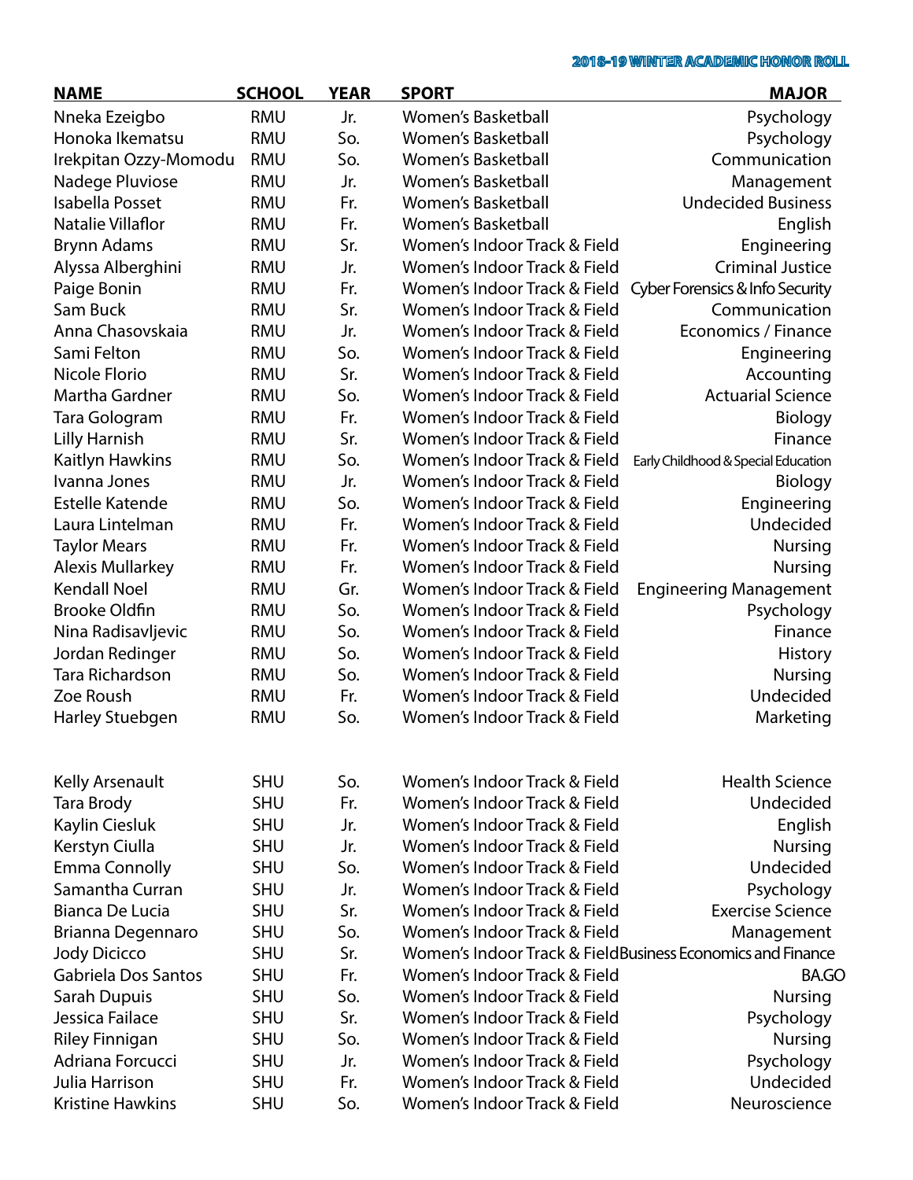**2018-19 WINTER ACADEMIC HONOR ROLL**

| NAME | SCHOOL | YEAR | SPORT | MAJOR |
|---|---|---|---|---|
| Nneka Ezeigbo | RMU | Jr. | Women's Basketball | Psychology |
| Honoka Ikematsu | RMU | So. | Women's Basketball | Psychology |
| Irekpitan Ozzy-Momodu | RMU | So. | Women's Basketball | Communication |
| Nadege Pluviose | RMU | Jr. | Women's Basketball | Management |
| Isabella Posset | RMU | Fr. | Women's Basketball | Undecided Business |
| Natalie Villaflor | RMU | Fr. | Women's Basketball | English |
| Brynn Adams | RMU | Sr. | Women's Indoor Track & Field | Engineering |
| Alyssa Alberghini | RMU | Jr. | Women's Indoor Track & Field | Criminal Justice |
| Paige Bonin | RMU | Fr. | Women's Indoor Track & Field | Cyber Forensics & Info Security |
| Sam Buck | RMU | Sr. | Women's Indoor Track & Field | Communication |
| Anna Chasovskaia | RMU | Jr. | Women's Indoor Track & Field | Economics / Finance |
| Sami Felton | RMU | So. | Women's Indoor Track & Field | Engineering |
| Nicole Florio | RMU | Sr. | Women's Indoor Track & Field | Accounting |
| Martha Gardner | RMU | So. | Women's Indoor Track & Field | Actuarial Science |
| Tara Gologram | RMU | Fr. | Women's Indoor Track & Field | Biology |
| Lilly Harnish | RMU | Sr. | Women's Indoor Track & Field | Finance |
| Kaitlyn Hawkins | RMU | So. | Women's Indoor Track & Field | Early Childhood & Special Education |
| Ivanna Jones | RMU | Jr. | Women's Indoor Track & Field | Biology |
| Estelle Katende | RMU | So. | Women's Indoor Track & Field | Engineering |
| Laura Lintelman | RMU | Fr. | Women's Indoor Track & Field | Undecided |
| Taylor Mears | RMU | Fr. | Women's Indoor Track & Field | Nursing |
| Alexis Mullarkey | RMU | Fr. | Women's Indoor Track & Field | Nursing |
| Kendall Noel | RMU | Gr. | Women's Indoor Track & Field | Engineering Management |
| Brooke Oldfin | RMU | So. | Women's Indoor Track & Field | Psychology |
| Nina Radisavljevic | RMU | So. | Women's Indoor Track & Field | Finance |
| Jordan Redinger | RMU | So. | Women's Indoor Track & Field | History |
| Tara Richardson | RMU | So. | Women's Indoor Track & Field | Nursing |
| Zoe Roush | RMU | Fr. | Women's Indoor Track & Field | Undecided |
| Harley Steubgen | RMU | So. | Women's Indoor Track & Field | Marketing |
| | | | | |
| Kelly Arsenault | SHU | So. | Women's Indoor Track & Field | Health Science |
| Tara Brody | SHU | Fr. | Women's Indoor Track & Field | Undecided |
| Kaylin Ciesluk | SHU | Jr. | Women's Indoor Track & Field | English |
| Kerstyn Ciulla | SHU | Jr. | Women's Indoor Track & Field | Nursing |
| Emma Connolly | SHU | So. | Women's Indoor Track & Field | Undecided |
| Samantha Curran | SHU | Jr. | Women's Indoor Track & Field | Psychology |
| Bianca De Lucia | SHU | Sr. | Women's Indoor Track & Field | Exercise Science |
| Brianna Degennaro | SHU | So. | Women's Indoor Track & Field | Management |
| Jody Dicicco | SHU | Sr. | Women's Indoor Track & Field | Business Economics and Finance |
| Gabriela Dos Santos | SHU | Fr. | Women's Indoor Track & Field | BA.GO |
| Sarah Dupuis | SHU | So. | Women's Indoor Track & Field | Nursing |
| Jessica Failace | SHU | Sr. | Women's Indoor Track & Field | Psychology |
| Riley Finnigan | SHU | So. | Women's Indoor Track & Field | Nursing |
| Adriana Forcucci | SHU | Jr. | Women's Indoor Track & Field | Psychology |
| Julia Harrison | SHU | Fr. | Women's Indoor Track & Field | Undecided |
| Kristine Hawkins | SHU | So. | Women's Indoor Track & Field | Neuroscience |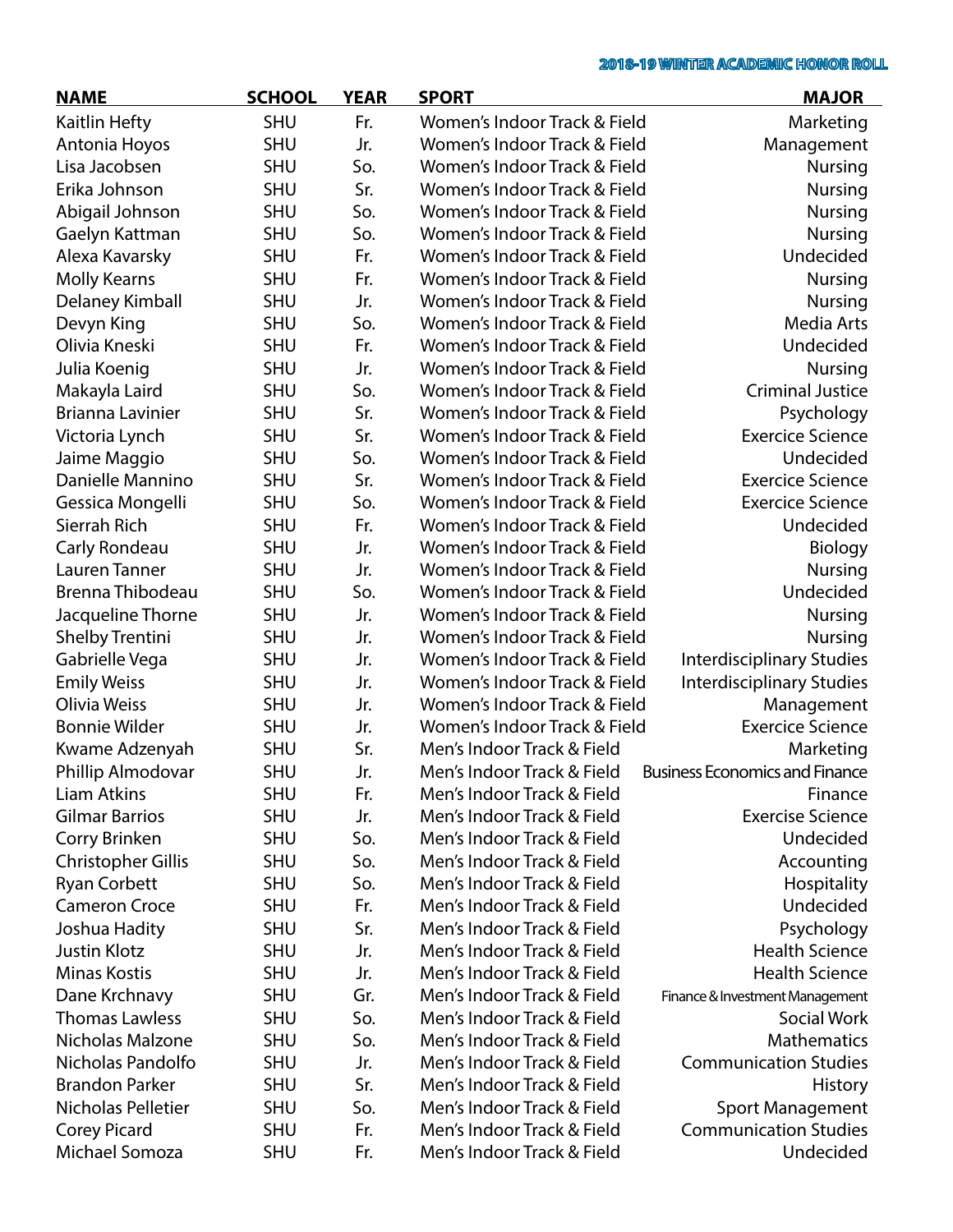| NAME | SCHOOL | YEAR | SPORT | MAJOR |
|---|---|---|---|---|
| Kaitlin Hefty | SHU | Fr. | Women's Indoor Track & Field | Marketing |
| Antonia Hoyos | SHU | Jr. | Women's Indoor Track & Field | Management |
| Lisa Jacobsen | SHU | So. | Women's Indoor Track & Field | Nursing |
| Erika Johnson | SHU | Sr. | Women's Indoor Track & Field | Nursing |
| Abigail Johnson | SHU | So. | Women's Indoor Track & Field | Nursing |
| Gaelyn Kattman | SHU | So. | Women's Indoor Track & Field | Nursing |
| Alexa Kavarsky | SHU | Fr. | Women's Indoor Track & Field | Undecided |
| Molly Kearns | SHU | Fr. | Women's Indoor Track & Field | Nursing |
| Delaney Kimball | SHU | Jr. | Women's Indoor Track & Field | Nursing |
| Devyn King | SHU | So. | Women's Indoor Track & Field | Media Arts |
| Olivia Kneski | SHU | Fr. | Women's Indoor Track & Field | Undecided |
| Julia Koenig | SHU | Jr. | Women's Indoor Track & Field | Nursing |
| Makayla Laird | SHU | So. | Women's Indoor Track & Field | Criminal Justice |
| Brianna Lavinier | SHU | Sr. | Women's Indoor Track & Field | Psychology |
| Victoria Lynch | SHU | Sr. | Women's Indoor Track & Field | Exercice Science |
| Jaime Maggio | SHU | So. | Women's Indoor Track & Field | Undecided |
| Danielle Mannino | SHU | Sr. | Women's Indoor Track & Field | Exercice Science |
| Gessica Mongelli | SHU | So. | Women's Indoor Track & Field | Exercice Science |
| Sierrah Rich | SHU | Fr. | Women's Indoor Track & Field | Undecided |
| Carly Rondeau | SHU | Jr. | Women's Indoor Track & Field | Biology |
| Lauren Tanner | SHU | Jr. | Women's Indoor Track & Field | Nursing |
| Brenna Thibodeau | SHU | So. | Women's Indoor Track & Field | Undecided |
| Jacqueline Thorne | SHU | Jr. | Women's Indoor Track & Field | Nursing |
| Shelby Trentini | SHU | Jr. | Women's Indoor Track & Field | Nursing |
| Gabrielle Vega | SHU | Jr. | Women's Indoor Track & Field | Interdisciplinary Studies |
| Emily Weiss | SHU | Jr. | Women's Indoor Track & Field | Interdisciplinary Studies |
| Olivia Weiss | SHU | Jr. | Women's Indoor Track & Field | Management |
| Bonnie Wilder | SHU | Jr. | Women's Indoor Track & Field | Exercice Science |
| Kwame Adzenyah | SHU | Sr. | Men's Indoor Track & Field | Marketing |
| Phillip Almodovar | SHU | Jr. | Men's Indoor Track & Field | Business Economics and Finance |
| Liam Atkins | SHU | Fr. | Men's Indoor Track & Field | Finance |
| Gilmar Barrios | SHU | Jr. | Men's Indoor Track & Field | Exercise Science |
| Corry Brinken | SHU | So. | Men's Indoor Track & Field | Undecided |
| Christopher Gillis | SHU | So. | Men's Indoor Track & Field | Accounting |
| Ryan Corbett | SHU | So. | Men's Indoor Track & Field | Hospitality |
| Cameron Croce | SHU | Fr. | Men's Indoor Track & Field | Undecided |
| Joshua Hadity | SHU | Sr. | Men's Indoor Track & Field | Psychology |
| Justin Klotz | SHU | Jr. | Men's Indoor Track & Field | Health Science |
| Minas Kostis | SHU | Jr. | Men's Indoor Track & Field | Health Science |
| Dane Krchnavy | SHU | Gr. | Men's Indoor Track & Field | Finance & Investment Management |
| Thomas Lawless | SHU | So. | Men's Indoor Track & Field | Social Work |
| Nicholas Malzone | SHU | So. | Men's Indoor Track & Field | Mathematics |
| Nicholas Pandolfo | SHU | Jr. | Men's Indoor Track & Field | Communication Studies |
| Brandon Parker | SHU | Sr. | Men's Indoor Track & Field | History |
| Nicholas Pelletier | SHU | So. | Men's Indoor Track & Field | Sport Management |
| Corey Picard | SHU | Fr. | Men's Indoor Track & Field | Communication Studies |
| Michael Somoza | SHU | Fr. | Men's Indoor Track & Field | Undecided |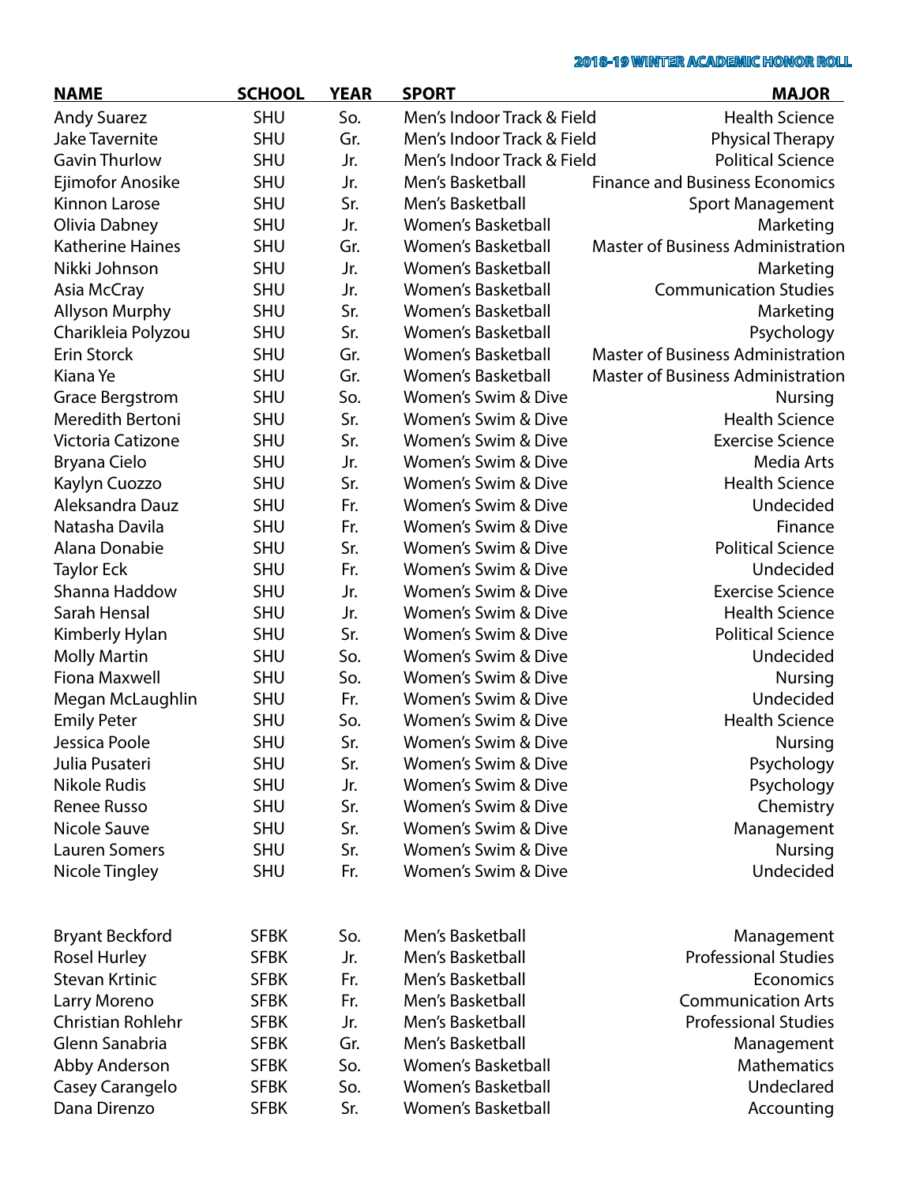| NAME | SCHOOL | YEAR | SPORT | MAJOR |
|---|---|---|---|---|
| Andy Suarez | SHU | So. | Men's Indoor Track & Field | Health Science |
| Jake Tavernite | SHU | Gr. | Men's Indoor Track & Field | Physical Therapy |
| Gavin Thurlow | SHU | Jr. | Men's Indoor Track & Field | Political Science |
| Ejimofor Anosike | SHU | Jr. | Men's Basketball | Finance and Business Economics |
| Kinnon Larose | SHU | Sr. | Men's Basketball | Sport Management |
| Olivia Dabney | SHU | Jr. | Women's Basketball | Marketing |
| Katherine Haines | SHU | Gr. | Women's Basketball | Master of Business Administration |
| Nikki Johnson | SHU | Jr. | Women's Basketball | Marketing |
| Asia McCray | SHU | Jr. | Women's Basketball | Communication Studies |
| Allyson Murphy | SHU | Sr. | Women's Basketball | Marketing |
| Charikleia Polyzou | SHU | Sr. | Women's Basketball | Psychology |
| Erin Storck | SHU | Gr. | Women's Basketball | Master of Business Administration |
| Kiana Ye | SHU | Gr. | Women's Basketball | Master of Business Administration |
| Grace Bergstrom | SHU | So. | Women's Swim & Dive | Nursing |
| Meredith Bertoni | SHU | Sr. | Women's Swim & Dive | Health Science |
| Victoria Catizone | SHU | Sr. | Women's Swim & Dive | Exercise Science |
| Bryana Cielo | SHU | Jr. | Women's Swim & Dive | Media Arts |
| Kaylyn Cuozzo | SHU | Sr. | Women's Swim & Dive | Health Science |
| Aleksandra Dauz | SHU | Fr. | Women's Swim & Dive | Undecided |
| Natasha Davila | SHU | Fr. | Women's Swim & Dive | Finance |
| Alana Donabie | SHU | Sr. | Women's Swim & Dive | Political Science |
| Taylor Eck | SHU | Fr. | Women's Swim & Dive | Undecided |
| Shanna Haddow | SHU | Jr. | Women's Swim & Dive | Exercise Science |
| Sarah Hensal | SHU | Jr. | Women's Swim & Dive | Health Science |
| Kimberly Hylan | SHU | Sr. | Women's Swim & Dive | Political Science |
| Molly Martin | SHU | So. | Women's Swim & Dive | Undecided |
| Fiona Maxwell | SHU | So. | Women's Swim & Dive | Nursing |
| Megan McLaughlin | SHU | Fr. | Women's Swim & Dive | Undecided |
| Emily Peter | SHU | So. | Women's Swim & Dive | Health Science |
| Jessica Poole | SHU | Sr. | Women's Swim & Dive | Nursing |
| Julia Pusateri | SHU | Sr. | Women's Swim & Dive | Psychology |
| Nikole Rudis | SHU | Jr. | Women's Swim & Dive | Psychology |
| Renee Russo | SHU | Sr. | Women's Swim & Dive | Chemistry |
| Nicole Sauve | SHU | Sr. | Women's Swim & Dive | Management |
| Lauren Somers | SHU | Sr. | Women's Swim & Dive | Nursing |
| Nicole Tingley | SHU | Fr. | Women's Swim & Dive | Undecided |
| Bryant Beckford | SFBK | So. | Men's Basketball | Management |
| Rosel Hurley | SFBK | Jr. | Men's Basketball | Professional Studies |
| Stevan Krtinic | SFBK | Fr. | Men's Basketball | Economics |
| Larry Moreno | SFBK | Fr. | Men's Basketball | Communication Arts |
| Christian Rohlehr | SFBK | Jr. | Men's Basketball | Professional Studies |
| Glenn Sanabria | SFBK | Gr. | Men's Basketball | Management |
| Abby Anderson | SFBK | So. | Women's Basketball | Mathematics |
| Casey Carangelo | SFBK | So. | Women's Basketball | Undeclared |
| Dana Direnzo | SFBK | Sr. | Women's Basketball | Accounting |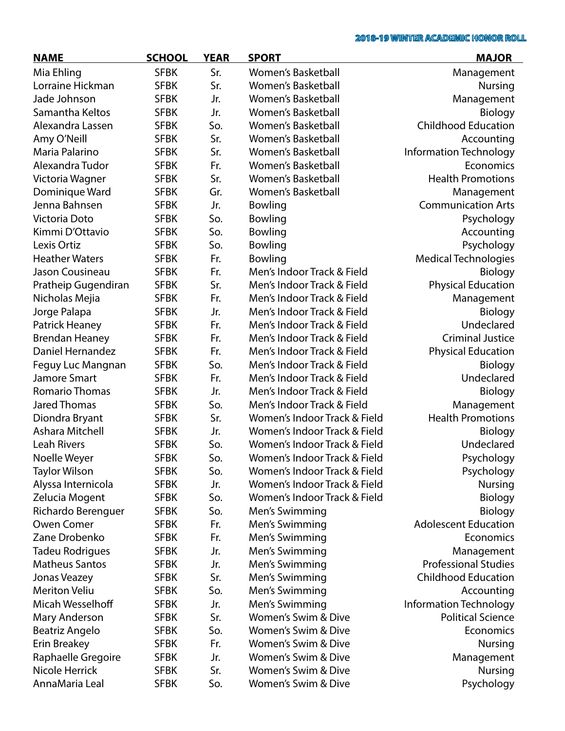2018-19 WINTER ACADEMIC HONOR ROLL

| NAME | SCHOOL | YEAR | SPORT | MAJOR |
|---|---|---|---|---|
| Mia Ehling | SFBK | Sr. | Women's Basketball | Management |
| Lorraine Hickman | SFBK | Sr. | Women's Basketball | Nursing |
| Jade Johnson | SFBK | Jr. | Women's Basketball | Management |
| Samantha Keltos | SFBK | Jr. | Women's Basketball | Biology |
| Alexandra Lassen | SFBK | So. | Women's Basketball | Childhood Education |
| Amy O'Neill | SFBK | Sr. | Women's Basketball | Accounting |
| Maria Palarino | SFBK | Sr. | Women's Basketball | Information Technology |
| Alexandra Tudor | SFBK | Fr. | Women's Basketball | Economics |
| Victoria Wagner | SFBK | Sr. | Women's Basketball | Health Promotions |
| Dominique Ward | SFBK | Gr. | Women's Basketball | Management |
| Jenna Bahnsen | SFBK | Jr. | Bowling | Communication Arts |
| Victoria Doto | SFBK | So. | Bowling | Psychology |
| Kimmi D'Ottavio | SFBK | So. | Bowling | Accounting |
| Lexis Ortiz | SFBK | So. | Bowling | Psychology |
| Heather Waters | SFBK | Fr. | Bowling | Medical Technologies |
| Jason Cousineau | SFBK | Fr. | Men's Indoor Track & Field | Biology |
| Pratheip Gugendiran | SFBK | Sr. | Men's Indoor Track & Field | Physical Education |
| Nicholas Mejia | SFBK | Fr. | Men's Indoor Track & Field | Management |
| Jorge Palapa | SFBK | Jr. | Men's Indoor Track & Field | Biology |
| Patrick Heaney | SFBK | Fr. | Men's Indoor Track & Field | Undeclared |
| Brendan Heaney | SFBK | Fr. | Men's Indoor Track & Field | Criminal Justice |
| Daniel Hernandez | SFBK | Fr. | Men's Indoor Track & Field | Physical Education |
| Feguy Luc Mangnan | SFBK | So. | Men's Indoor Track & Field | Biology |
| Jamore Smart | SFBK | Fr. | Men's Indoor Track & Field | Undeclared |
| Romario Thomas | SFBK | Jr. | Men's Indoor Track & Field | Biology |
| Jared Thomas | SFBK | So. | Men's Indoor Track & Field | Management |
| Diondra Bryant | SFBK | Sr. | Women's Indoor Track & Field | Health Promotions |
| Ashara Mitchell | SFBK | Jr. | Women's Indoor Track & Field | Biology |
| Leah Rivers | SFBK | So. | Women's Indoor Track & Field | Undeclared |
| Noelle Weyer | SFBK | So. | Women's Indoor Track & Field | Psychology |
| Taylor Wilson | SFBK | So. | Women's Indoor Track & Field | Psychology |
| Alyssa Internicola | SFBK | Jr. | Women's Indoor Track & Field | Nursing |
| Zelucia Mogent | SFBK | So. | Women's Indoor Track & Field | Biology |
| Richardo Berenguer | SFBK | So. | Men's Swimming | Biology |
| Owen Comer | SFBK | Fr. | Men's Swimming | Adolescent Education |
| Zane Drobenko | SFBK | Fr. | Men's Swimming | Economics |
| Tadeu Rodrigues | SFBK | Jr. | Men's Swimming | Management |
| Matheus Santos | SFBK | Jr. | Men's Swimming | Professional Studies |
| Jonas Veazey | SFBK | Sr. | Men's Swimming | Childhood Education |
| Meriton Veliu | SFBK | So. | Men's Swimming | Accounting |
| Micah Wesselhoff | SFBK | Jr. | Men's Swimming | Information Technology |
| Mary Anderson | SFBK | Sr. | Women's Swim & Dive | Political Science |
| Beatriz Angelo | SFBK | So. | Women's Swim & Dive | Economics |
| Erin Breakey | SFBK | Fr. | Women's Swim & Dive | Nursing |
| Raphaelle Gregoire | SFBK | Jr. | Women's Swim & Dive | Management |
| Nicole Herrick | SFBK | Sr. | Women's Swim & Dive | Nursing |
| AnnaMaria Leal | SFBK | So. | Women's Swim & Dive | Psychology |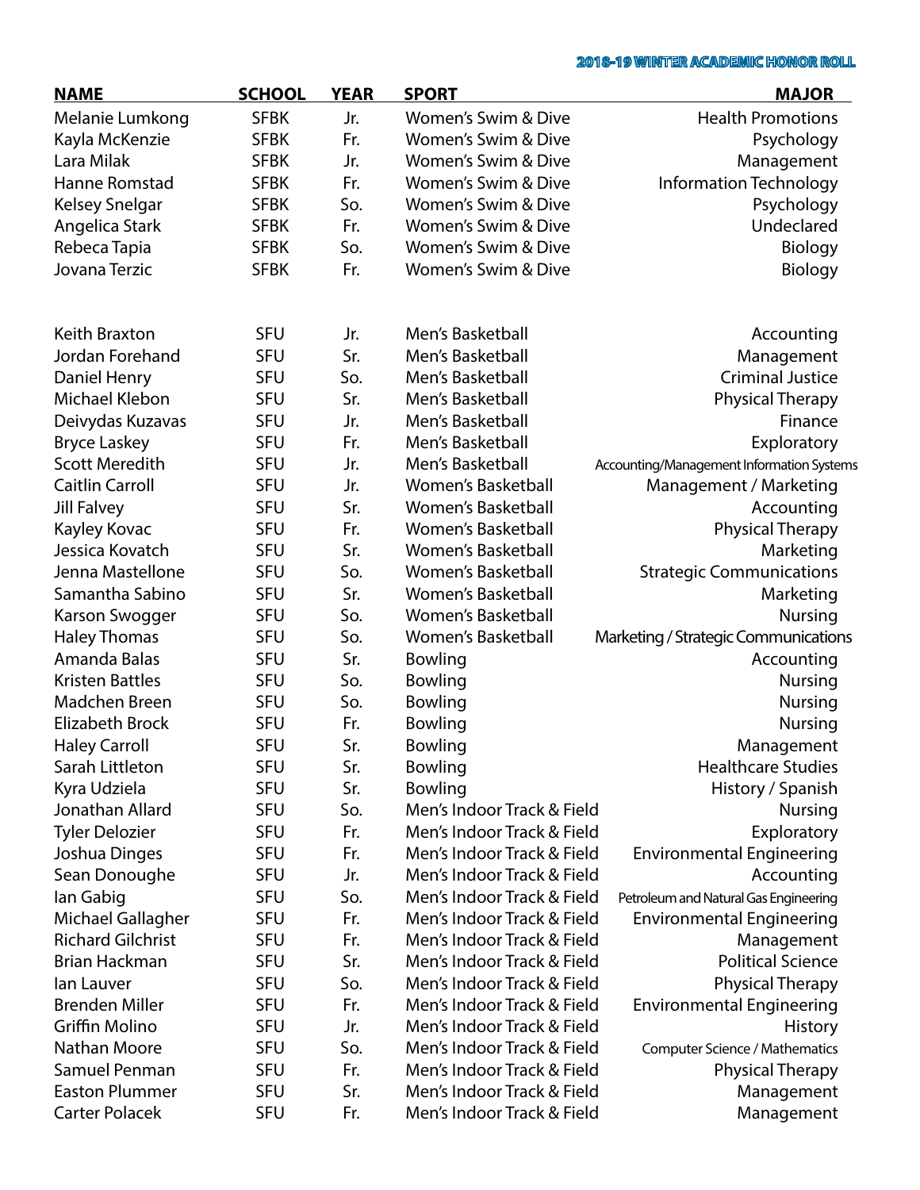| NAME | SCHOOL | YEAR | SPORT | MAJOR |
|---|---|---|---|---|
| Melanie Lumkong | SFBK | Jr. | Women's Swim & Dive | Health Promotions |
| Kayla McKenzie | SFBK | Fr. | Women's Swim & Dive | Psychology |
| Lara Milak | SFBK | Jr. | Women's Swim & Dive | Management |
| Hanne Romstad | SFBK | Fr. | Women's Swim & Dive | Information Technology |
| Kelsey Snelgar | SFBK | So. | Women's Swim & Dive | Psychology |
| Angelica Stark | SFBK | Fr. | Women's Swim & Dive | Undeclared |
| Rebeca Tapia | SFBK | So. | Women's Swim & Dive | Biology |
| Jovana Terzic | SFBK | Fr. | Women's Swim & Dive | Biology |
| Keith Braxton | SFU | Jr. | Men's Basketball | Accounting |
| Jordan Forehand | SFU | Sr. | Men's Basketball | Management |
| Daniel Henry | SFU | So. | Men's Basketball | Criminal Justice |
| Michael Klebon | SFU | Sr. | Men's Basketball | Physical Therapy |
| Deivydas Kuzavas | SFU | Jr. | Men's Basketball | Finance |
| Bryce Laskey | SFU | Fr. | Men's Basketball | Exploratory |
| Scott Meredith | SFU | Jr. | Men's Basketball | Accounting/Management Information Systems |
| Caitlin Carroll | SFU | Jr. | Women's Basketball | Management / Marketing |
| Jill Falvey | SFU | Sr. | Women's Basketball | Accounting |
| Kayley Kovac | SFU | Fr. | Women's Basketball | Physical Therapy |
| Jessica Kovatch | SFU | Sr. | Women's Basketball | Marketing |
| Jenna Mastellone | SFU | So. | Women's Basketball | Strategic Communications |
| Samantha Sabino | SFU | Sr. | Women's Basketball | Marketing |
| Karson Swogger | SFU | So. | Women's Basketball | Nursing |
| Haley Thomas | SFU | So. | Women's Basketball | Marketing / Strategic Communications |
| Amanda Balas | SFU | Sr. | Bowling | Accounting |
| Kristen Battles | SFU | So. | Bowling | Nursing |
| Madchen Breen | SFU | So. | Bowling | Nursing |
| Elizabeth Brock | SFU | Fr. | Bowling | Nursing |
| Haley Carroll | SFU | Sr. | Bowling | Management |
| Sarah Littleton | SFU | Sr. | Bowling | Healthcare Studies |
| Kyra Udziela | SFU | Sr. | Bowling | History / Spanish |
| Jonathan Allard | SFU | So. | Men's Indoor Track & Field | Nursing |
| Tyler Delozier | SFU | Fr. | Men's Indoor Track & Field | Exploratory |
| Joshua Dinges | SFU | Fr. | Men's Indoor Track & Field | Environmental Engineering |
| Sean Donoughe | SFU | Jr. | Men's Indoor Track & Field | Accounting |
| Ian Gabig | SFU | So. | Men's Indoor Track & Field | Petroleum and Natural Gas Engineering |
| Michael Gallagher | SFU | Fr. | Men's Indoor Track & Field | Environmental Engineering |
| Richard Gilchrist | SFU | Fr. | Men's Indoor Track & Field | Management |
| Brian Hackman | SFU | Sr. | Men's Indoor Track & Field | Political Science |
| Ian Lauver | SFU | So. | Men's Indoor Track & Field | Physical Therapy |
| Brenden Miller | SFU | Fr. | Men's Indoor Track & Field | Environmental Engineering |
| Griffin Molino | SFU | Jr. | Men's Indoor Track & Field | History |
| Nathan Moore | SFU | So. | Men's Indoor Track & Field | Computer Science / Mathematics |
| Samuel Penman | SFU | Fr. | Men's Indoor Track & Field | Physical Therapy |
| Easton Plummer | SFU | Sr. | Men's Indoor Track & Field | Management |
| Carter Polacek | SFU | Fr. | Men's Indoor Track & Field | Management |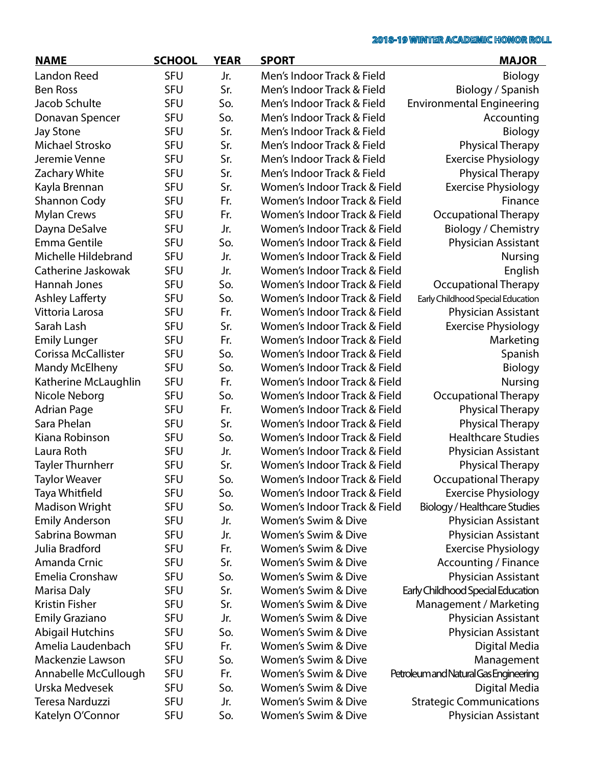2018-19 WINTER ACADEMIC HONOR ROLL

| NAME | SCHOOL | YEAR | SPORT | MAJOR |
|---|---|---|---|---|
| Landon Reed | SFU | Jr. | Men's Indoor Track & Field | Biology |
| Ben Ross | SFU | Sr. | Men's Indoor Track & Field | Biology / Spanish |
| Jacob Schulte | SFU | So. | Men's Indoor Track & Field | Environmental Engineering |
| Donavan Spencer | SFU | So. | Men's Indoor Track & Field | Accounting |
| Jay Stone | SFU | Sr. | Men's Indoor Track & Field | Biology |
| Michael Strosko | SFU | Sr. | Men's Indoor Track & Field | Physical Therapy |
| Jeremie Venne | SFU | Sr. | Men's Indoor Track & Field | Exercise Physiology |
| Zachary White | SFU | Sr. | Men's Indoor Track & Field | Physical Therapy |
| Kayla Brennan | SFU | Sr. | Women's Indoor Track & Field | Exercise Physiology |
| Shannon Cody | SFU | Fr. | Women's Indoor Track & Field | Finance |
| Mylan Crews | SFU | Fr. | Women's Indoor Track & Field | Occupational Therapy |
| Dayna DeSalve | SFU | Jr. | Women's Indoor Track & Field | Biology / Chemistry |
| Emma Gentile | SFU | So. | Women's Indoor Track & Field | Physician Assistant |
| Michelle Hildebrand | SFU | Jr. | Women's Indoor Track & Field | Nursing |
| Catherine Jaskowak | SFU | Jr. | Women's Indoor Track & Field | English |
| Hannah Jones | SFU | So. | Women's Indoor Track & Field | Occupational Therapy |
| Ashley Lafferty | SFU | So. | Women's Indoor Track & Field | Early Childhood Special Education |
| Vittoria Larosa | SFU | Fr. | Women's Indoor Track & Field | Physician Assistant |
| Sarah Lash | SFU | Sr. | Women's Indoor Track & Field | Exercise Physiology |
| Emily Lunger | SFU | Fr. | Women's Indoor Track & Field | Marketing |
| Corissa McCallister | SFU | So. | Women's Indoor Track & Field | Spanish |
| Mandy McElheny | SFU | So. | Women's Indoor Track & Field | Biology |
| Katherine McLaughlin | SFU | Fr. | Women's Indoor Track & Field | Nursing |
| Nicole Neborg | SFU | So. | Women's Indoor Track & Field | Occupational Therapy |
| Adrian Page | SFU | Fr. | Women's Indoor Track & Field | Physical Therapy |
| Sara Phelan | SFU | Sr. | Women's Indoor Track & Field | Physical Therapy |
| Kiana Robinson | SFU | So. | Women's Indoor Track & Field | Healthcare Studies |
| Laura Roth | SFU | Jr. | Women's Indoor Track & Field | Physician Assistant |
| Tayler Thurnherr | SFU | Sr. | Women's Indoor Track & Field | Physical Therapy |
| Taylor Weaver | SFU | So. | Women's Indoor Track & Field | Occupational Therapy |
| Taya Whitfield | SFU | So. | Women's Indoor Track & Field | Exercise Physiology |
| Madison Wright | SFU | So. | Women's Indoor Track & Field | Biology / Healthcare Studies |
| Emily Anderson | SFU | Jr. | Women's Swim & Dive | Physician Assistant |
| Sabrina Bowman | SFU | Jr. | Women's Swim & Dive | Physician Assistant |
| Julia Bradford | SFU | Fr. | Women's Swim & Dive | Exercise Physiology |
| Amanda Crnic | SFU | Sr. | Women's Swim & Dive | Accounting / Finance |
| Emelia Cronshaw | SFU | So. | Women's Swim & Dive | Physician Assistant |
| Marisa Daly | SFU | Sr. | Women's Swim & Dive | Early Childhood Special Education |
| Kristin Fisher | SFU | Sr. | Women's Swim & Dive | Management / Marketing |
| Emily Graziano | SFU | Jr. | Women's Swim & Dive | Physician Assistant |
| Abigail Hutchins | SFU | So. | Women's Swim & Dive | Physician Assistant |
| Amelia Laudenbach | SFU | Fr. | Women's Swim & Dive | Digital Media |
| Mackenzie Lawson | SFU | So. | Women's Swim & Dive | Management |
| Annabelle McCullough | SFU | Fr. | Women's Swim & Dive | Petroleum and Natural Gas Engineering |
| Urska Medvesek | SFU | So. | Women's Swim & Dive | Digital Media |
| Teresa Narduzzi | SFU | Jr. | Women's Swim & Dive | Strategic Communications |
| Katelyn O'Connor | SFU | So. | Women's Swim & Dive | Physician Assistant |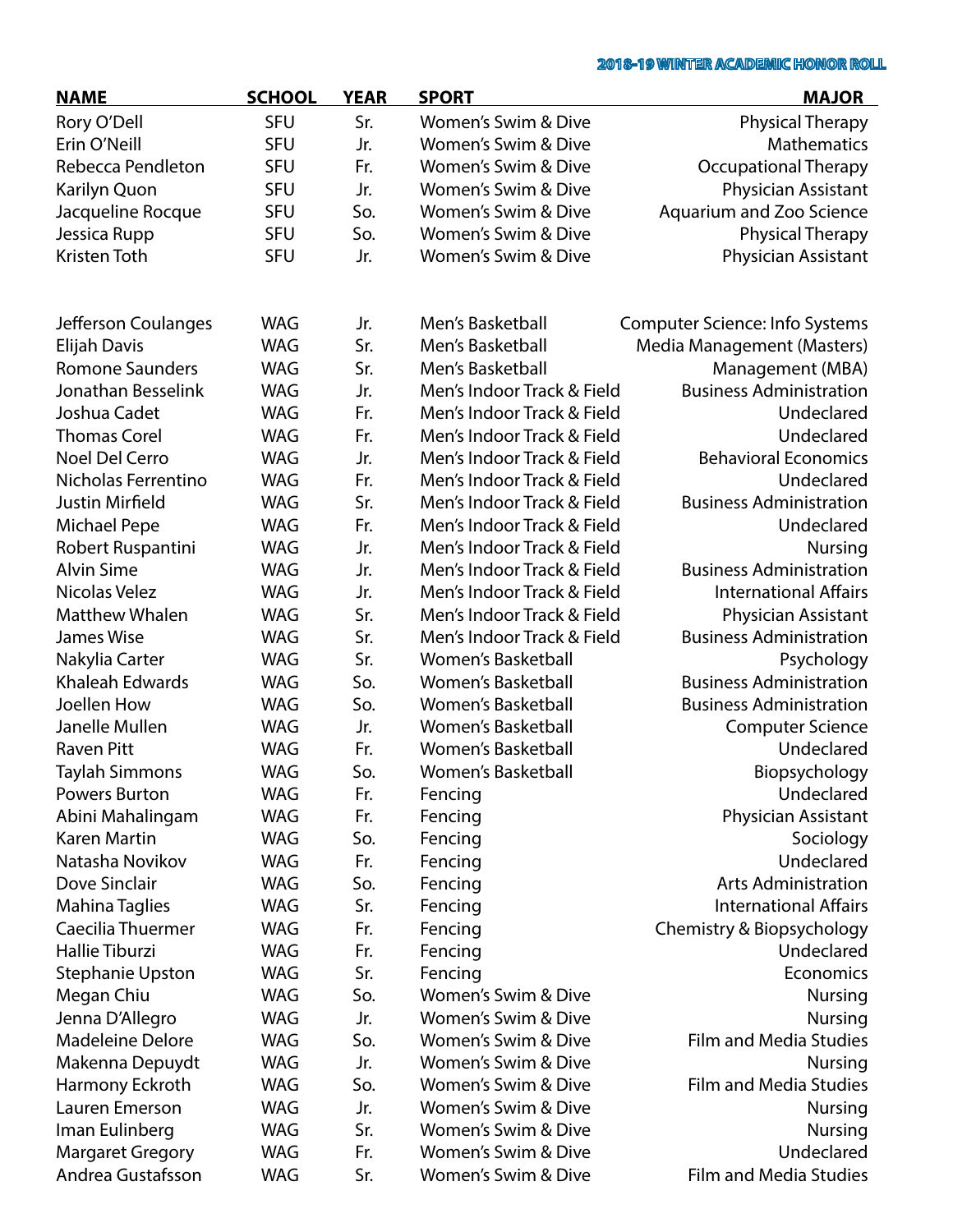2018-19 WINTER ACADEMIC HONOR ROLL

| NAME | SCHOOL | YEAR | SPORT | MAJOR |
|---|---|---|---|---|
| Rory O'Dell | SFU | Sr. | Women's Swim & Dive | Physical Therapy |
| Erin O'Neill | SFU | Jr. | Women's Swim & Dive | Mathematics |
| Rebecca Pendleton | SFU | Fr. | Women's Swim & Dive | Occupational Therapy |
| Karilyn Quon | SFU | Jr. | Women's Swim & Dive | Physician Assistant |
| Jacqueline Rocque | SFU | So. | Women's Swim & Dive | Aquarium and Zoo Science |
| Jessica Rupp | SFU | So. | Women's Swim & Dive | Physical Therapy |
| Kristen Toth | SFU | Jr. | Women's Swim & Dive | Physician Assistant |
| | | | | |
| Jefferson Coulanges | WAG | Jr. | Men's Basketball | Computer Science: Info Systems |
| Elijah Davis | WAG | Sr. | Men's Basketball | Media Management (Masters) |
| Romone Saunders | WAG | Sr. | Men's Basketball | Management (MBA) |
| Jonathan Besselink | WAG | Jr. | Men's Indoor Track & Field | Business Administration |
| Joshua Cadet | WAG | Fr. | Men's Indoor Track & Field | Undeclared |
| Thomas Corel | WAG | Fr. | Men's Indoor Track & Field | Undeclared |
| Noel Del Cerro | WAG | Jr. | Men's Indoor Track & Field | Behavioral Economics |
| Nicholas Ferrentino | WAG | Fr. | Men's Indoor Track & Field | Undeclared |
| Justin Mirfield | WAG | Sr. | Men's Indoor Track & Field | Business Administration |
| Michael Pepe | WAG | Fr. | Men's Indoor Track & Field | Undeclared |
| Robert Ruspantini | WAG | Jr. | Men's Indoor Track & Field | Nursing |
| Alvin Sime | WAG | Jr. | Men's Indoor Track & Field | Business Administration |
| Nicolas Velez | WAG | Jr. | Men's Indoor Track & Field | International Affairs |
| Matthew Whalen | WAG | Sr. | Men's Indoor Track & Field | Physician Assistant |
| James Wise | WAG | Sr. | Men's Indoor Track & Field | Business Administration |
| Nakylia Carter | WAG | Sr. | Women's Basketball | Psychology |
| Khaleah Edwards | WAG | So. | Women's Basketball | Business Administration |
| Joellen How | WAG | So. | Women's Basketball | Business Administration |
| Janelle Mullen | WAG | Jr. | Women's Basketball | Computer Science |
| Raven Pitt | WAG | Fr. | Women's Basketball | Undeclared |
| Taylah Simmons | WAG | So. | Women's Basketball | Biopsychology |
| Powers Burton | WAG | Fr. | Fencing | Undeclared |
| Abini Mahalingam | WAG | Fr. | Fencing | Physician Assistant |
| Karen Martin | WAG | So. | Fencing | Sociology |
| Natasha Novikov | WAG | Fr. | Fencing | Undeclared |
| Dove Sinclair | WAG | So. | Fencing | Arts Administration |
| Mahina Taglies | WAG | Sr. | Fencing | International Affairs |
| Caecilia Thuermer | WAG | Fr. | Fencing | Chemistry & Biopsychology |
| Hallie Tiburzi | WAG | Fr. | Fencing | Undeclared |
| Stephanie Upston | WAG | Sr. | Fencing | Economics |
| Megan Chiu | WAG | So. | Women's Swim & Dive | Nursing |
| Jenna D'Allegro | WAG | Jr. | Women's Swim & Dive | Nursing |
| Madeleine Delore | WAG | So. | Women's Swim & Dive | Film and Media Studies |
| Makenna Depuydt | WAG | Jr. | Women's Swim & Dive | Nursing |
| Harmony Eckroth | WAG | So. | Women's Swim & Dive | Film and Media Studies |
| Lauren Emerson | WAG | Jr. | Women's Swim & Dive | Nursing |
| Iman Eulinberg | WAG | Sr. | Women's Swim & Dive | Nursing |
| Margaret Gregory | WAG | Fr. | Women's Swim & Dive | Undeclared |
| Andrea Gustafsson | WAG | Sr. | Women's Swim & Dive | Film and Media Studies |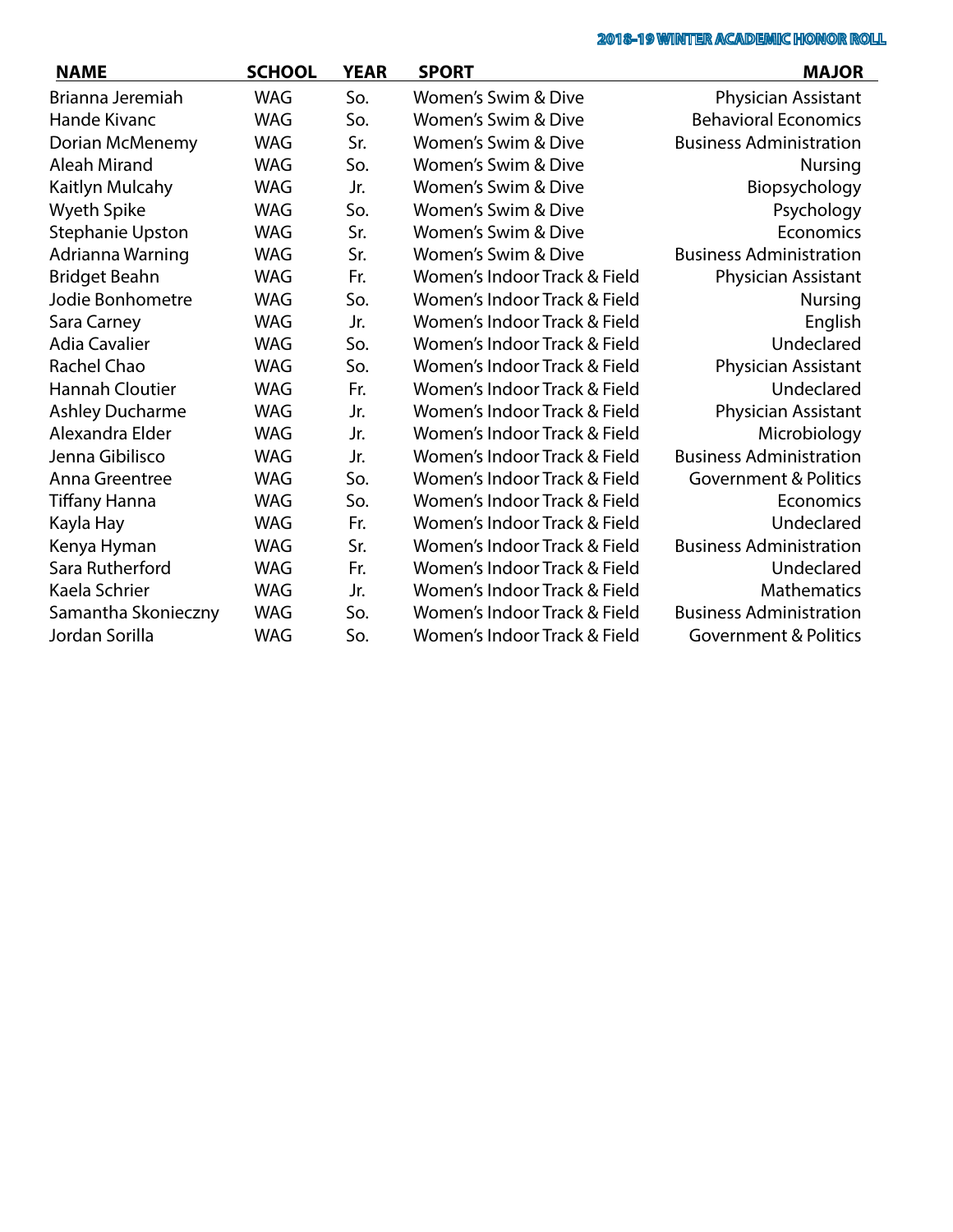| NAME | SCHOOL | YEAR | SPORT | MAJOR |
| --- | --- | --- | --- | --- |
| Brianna Jeremiah | WAG | So. | Women's Swim & Dive | Physician Assistant |
| Hande Kivanc | WAG | So. | Women's Swim & Dive | Behavioral Economics |
| Dorian McMenemy | WAG | Sr. | Women's Swim & Dive | Business Administration |
| Aleah Mirand | WAG | So. | Women's Swim & Dive | Nursing |
| Kaitlyn Mulcahy | WAG | Jr. | Women's Swim & Dive | Biopsychology |
| Wyeth Spike | WAG | So. | Women's Swim & Dive | Psychology |
| Stephanie Upston | WAG | Sr. | Women's Swim & Dive | Economics |
| Adrianna Warning | WAG | Sr. | Women's Swim & Dive | Business Administration |
| Bridget Beahn | WAG | Fr. | Women's Indoor Track & Field | Physician Assistant |
| Jodie Bonhometre | WAG | So. | Women's Indoor Track & Field | Nursing |
| Sara Carney | WAG | Jr. | Women's Indoor Track & Field | English |
| Adia Cavalier | WAG | So. | Women's Indoor Track & Field | Undeclared |
| Rachel Chao | WAG | So. | Women's Indoor Track & Field | Physician Assistant |
| Hannah Cloutier | WAG | Fr. | Women's Indoor Track & Field | Undeclared |
| Ashley Ducharme | WAG | Jr. | Women's Indoor Track & Field | Physician Assistant |
| Alexandra Elder | WAG | Jr. | Women's Indoor Track & Field | Microbiology |
| Jenna Gibilisco | WAG | Jr. | Women's Indoor Track & Field | Business Administration |
| Anna Greentree | WAG | So. | Women's Indoor Track & Field | Government & Politics |
| Tiffany Hanna | WAG | So. | Women's Indoor Track & Field | Economics |
| Kayla Hay | WAG | Fr. | Women's Indoor Track & Field | Undeclared |
| Kenya Hyman | WAG | Sr. | Women's Indoor Track & Field | Business Administration |
| Sara Rutherford | WAG | Fr. | Women's Indoor Track & Field | Undeclared |
| Kaela Schrier | WAG | Jr. | Women's Indoor Track & Field | Mathematics |
| Samantha Skonieczny | WAG | So. | Women's Indoor Track & Field | Business Administration |
| Jordan Sorilla | WAG | So. | Women's Indoor Track & Field | Government & Politics |